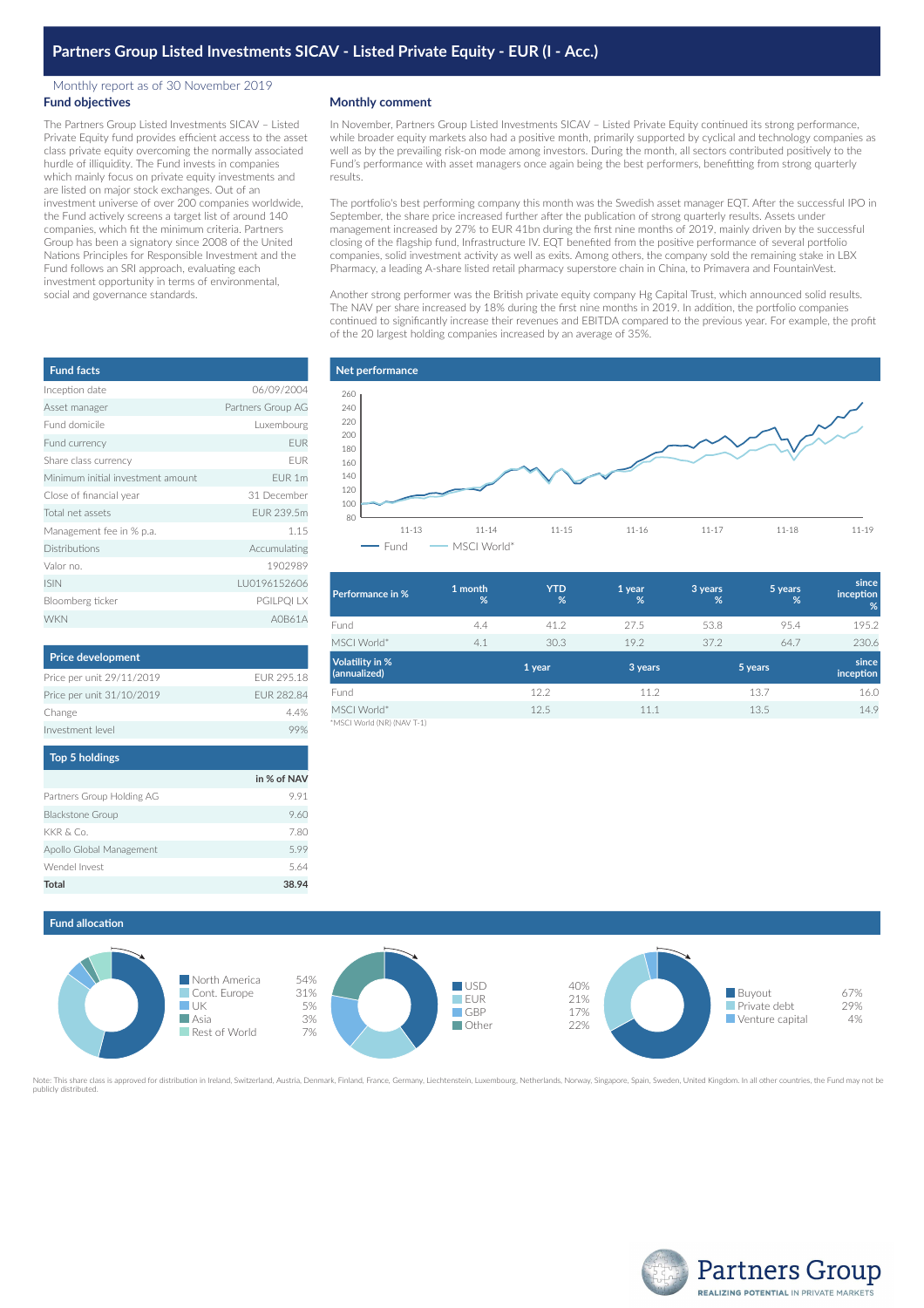# Partners Group Listed Investments SICAV - Listed Private Equity - EUR (I - Acc.)

Monthly report as of 30 November 2019

## Fund objectives

The Partners Group Listed Investments SICAV – Listed Private Equity fund provides efficient access to the asset class private equity overcoming the normally associated hurdle of illiquidity. The Fund invests in companies which mainly focus on private equity investments and are listed on major stock exchanges. Out of an investment universe of over 200 companies worldwide, the Fund actively screens a target list of around 140 companies, which fit the minimum criteria. Partners Group has been a signatory since 2008 of the United Nations Principles for Responsible Investment and the Fund follows an SRI approach, evaluating each investment opportunity in terms of environmental, social and governance standards.

## Monthly comment

In November, Partners Group Listed Investments SICAV – Listed Private Equity continued its strong performance, while broader equity markets also had a positive month, primarily supported by cyclical and technology companies as well as by the prevailing risk-on mode among investors. During the month, all sectors contributed positively to the Fund's performance with asset managers once again being the best performers, benefitting from strong quarterly results.

The portfolio's best performing company this month was the Swedish asset manager EQT. After the successful IPO in September, the share price increased further after the publication of strong quarterly results. Assets under management increased by 27% to EUR 41bn during the first nine months of 2019, mainly driven by the successful closing of the flagship fund, Infrastructure IV. EQT benefited from the positive performance of several portfolio companies, solid investment activity as well as exits. Among others, the company sold the remaining stake in LBX Pharmacy, a leading A-share listed retail pharmacy superstore chain in China, to Primavera and FountainVest.

Another strong performer was the British private equity company Hg Capital Trust, which announced solid results. The NAV per share increased by 18% during the first nine months in 2019. In addition, the portfolio companies continued to significantly increase their revenues and EBITDA compared to the previous year. For example, the profit of the 20 largest holding companies increased by an average of 35%.

## Fund facts

| | |
|---|---|
| Inception date | 06/09/2004 |
| Asset manager | Partners Group AG |
| Fund domicile | Luxembourg |
| Fund currency | EUR |
| Share class currency | EUR |
| Minimum initial investment amount | EUR 1m |
| Close of financial year | 31 December |
| Total net assets | EUR 239.5m |
| Management fee in % p.a. | 1.15 |
| Distributions | Accumulating |
| Valor no. | 1902989 |
| ISIN | LU0196152606 |
| Bloomberg ticker | PGILPQI LX |
| WKN | A0B61A |

## Net performance

(Chart: Fund vs MSCI World*, 11-13 to 11-19)

| Performance in % | 1 month % | YTD % | 1 year % | 3 years % | 5 years % | since inception % |
|---|---|---|---|---|---|---|
| Fund | 4.4 | 41.2 | 27.5 | 53.8 | 95.4 | 195.2 |
| MSCI World* | 4.1 | 30.3 | 19.2 | 37.2 | 64.7 | 230.6 |

| Volatility in % (annualized) | 1 year | 3 years | 5 years | since inception |
|---|---|---|---|---|
| Fund | 12.2 | 11.2 | 13.7 | 16.0 |
| MSCI World* | 12.5 | 11.1 | 13.5 | 14.9 |

*MSCI World (NR) (NAV T-1)

## Price development

| | |
|---|---|
| Price per unit 29/11/2019 | EUR 295.18 |
| Price per unit 31/10/2019 | EUR 282.84 |
| Change | 4.4% |
| Investment level | 99% |

## Top 5 holdings

| | in % of NAV |
|---|---|
| Partners Group Holding AG | 9.91 |
| Blackstone Group | 9.60 |
| KKR & Co. | 7.80 |
| Apollo Global Management | 5.99 |
| Wendel Invest | 5.64 |
| **Total** | **38.94** |

## Fund allocation

| Region | % |
|---|---|
| North America | 54% |
| Cont. Europe | 31% |
| UK | 5% |
| Asia | 3% |
| Rest of World | 7% |

| Currency | % |
|---|---|
| USD | 40% |
| EUR | 21% |
| GBP | 17% |
| Other | 22% |

| Strategy | % |
|---|---|
| Buyout | 67% |
| Private debt | 29% |
| Venture capital | 4% |

Note: This share class is approved for distribution in Ireland, Switzerland, Austria, Denmark, Finland, France, Germany, Liechtenstein, Luxembourg, Netherlands, Norway, Singapore, Spain, Sweden, United Kingdom. In all other countries, the Fund may not be publicly distributed.

Partners Group
REALIZING POTENTIAL IN PRIVATE MARKETS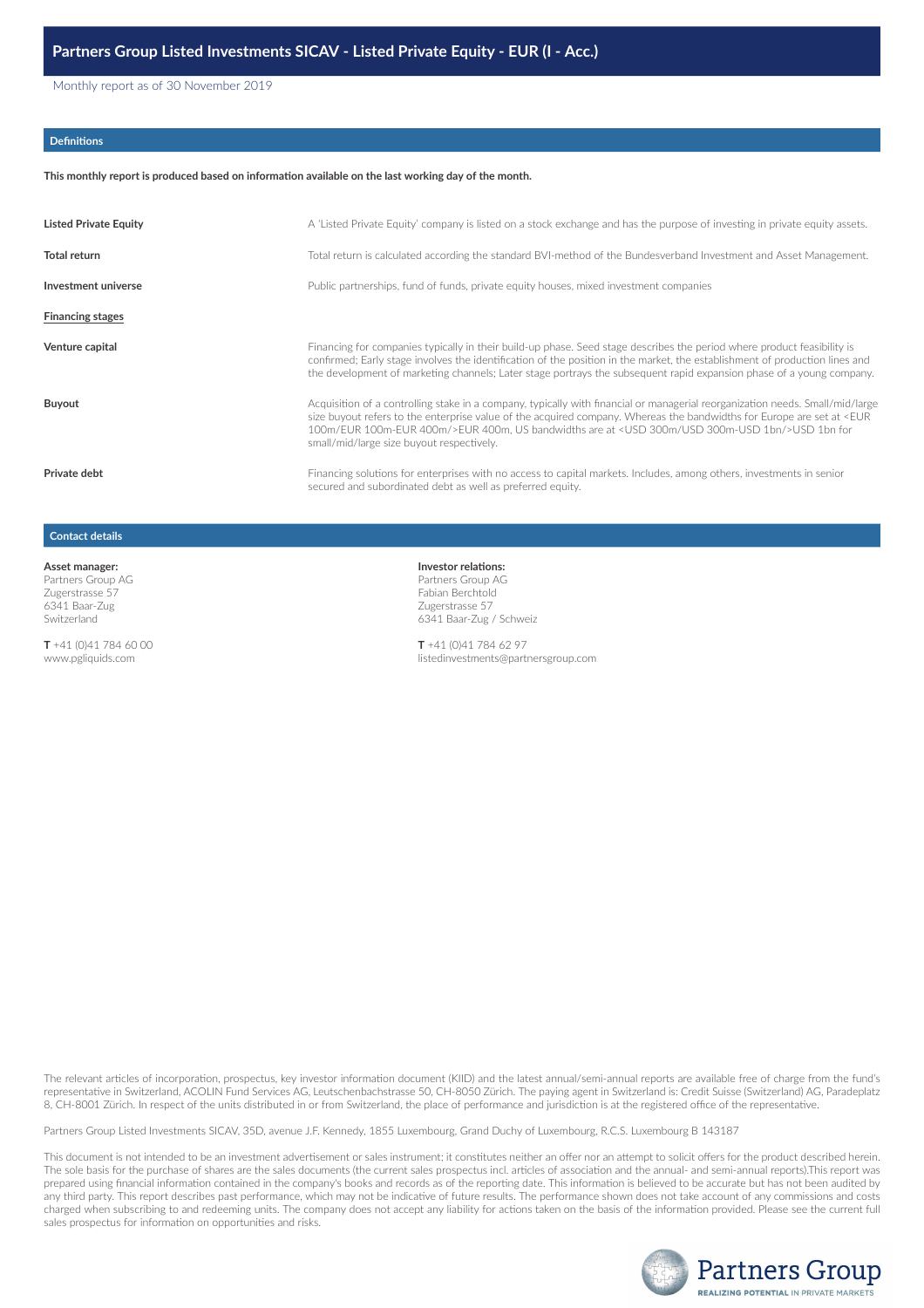# Partners Group Listed Investments SICAV - Listed Private Equity - EUR (I - Acc.)

Monthly report as of 30 November 2019

## Definitions

**This monthly report is produced based on information available on the last working day of the month.**

**Listed Private Equity**
A 'Listed Private Equity' company is listed on a stock exchange and has the purpose of investing in private equity assets.

**Total return**
Total return is calculated according the standard BVI-method of the Bundesverband Investment and Asset Management.

**Investment universe**
Public partnerships, fund of funds, private equity houses, mixed investment companies

**Financing stages**

**Venture capital**
Financing for companies typically in their build-up phase. Seed stage describes the period where product feasibility is confirmed; Early stage involves the identification of the position in the market, the establishment of production lines and the development of marketing channels; Later stage portrays the subsequent rapid expansion phase of a young company.

**Buyout**
Acquisition of a controlling stake in a company, typically with financial or managerial reorganization needs. Small/mid/large size buyout refers to the enterprise value of the acquired company. Whereas the bandwidths for Europe are set at <EUR 100m/EUR 100m-EUR 400m/>EUR 400m, US bandwidths are at <USD 300m/USD 300m-USD 1bn/>USD 1bn for small/mid/large size buyout respectively.

**Private debt**
Financing solutions for enterprises with no access to capital markets. Includes, among others, investments in senior secured and subordinated debt as well as preferred equity.

## Contact details

**Asset manager:**
Partners Group AG
Zugerstrasse 57
6341 Baar-Zug
Switzerland

**T** +41 (0)41 784 60 00
www.pgliquids.com

**Investor relations:**
Partners Group AG
Fabian Berchtold
Zugerstrasse 57
6341 Baar-Zug / Schweiz

**T** +41 (0)41 784 62 97
listedinvestments@partnersgroup.com

The relevant articles of incorporation, prospectus, key investor information document (KIID) and the latest annual/semi-annual reports are available free of charge from the fund's representative in Switzerland, ACOLIN Fund Services AG, Leutschenbachstrasse 50, CH-8050 Zürich. The paying agent in Switzerland is: Credit Suisse (Switzerland) AG, Paradeplatz 8, CH-8001 Zürich. In respect of the units distributed in or from Switzerland, the place of performance and jurisdiction is at the registered office of the representative.

Partners Group Listed Investments SICAV, 35D, avenue J.F. Kennedy, 1855 Luxembourg, Grand Duchy of Luxembourg, R.C.S. Luxembourg B 143187

This document is not intended to be an investment advertisement or sales instrument; it constitutes neither an offer nor an attempt to solicit offers for the product described herein. The sole basis for the purchase of shares are the sales documents (the current sales prospectus incl. articles of association and the annual- and semi-annual reports).This report was prepared using financial information contained in the company's books and records as of the reporting date. This information is believed to be accurate but has not been audited by any third party. This report describes past performance, which may not be indicative of future results. The performance shown does not take account of any commissions and costs charged when subscribing to and redeeming units. The company does not accept any liability for actions taken on the basis of the information provided. Please see the current full sales prospectus for information on opportunities and risks.

Partners Group
REALIZING POTENTIAL IN PRIVATE MARKETS